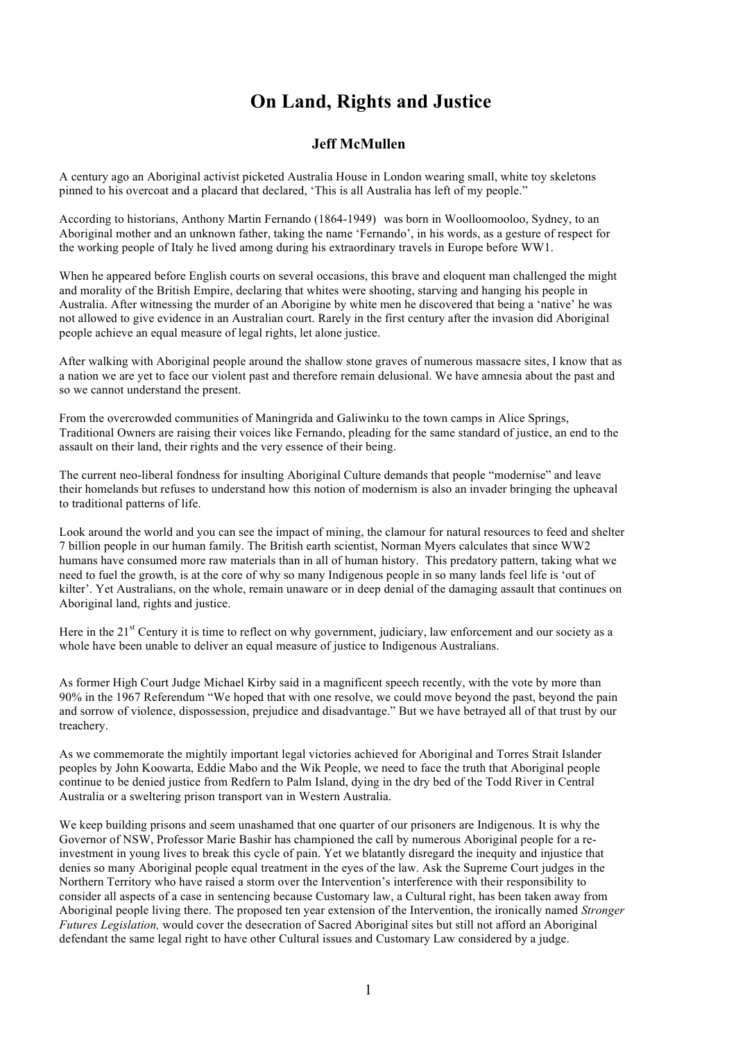# On Land, Rights and Justice

**Jeff McMullen**

A century ago an Aboriginal activist picketed Australia House in London wearing small, white toy skeletons pinned to his overcoat and a placard that declared, 'This is all Australia has left of my people."

According to historians, Anthony Martin Fernando (1864-1949) was born in Woolloomooloo, Sydney, to an Aboriginal mother and an unknown father, taking the name 'Fernando', in his words, as a gesture of respect for the working people of Italy he lived among during his extraordinary travels in Europe before WW1.

When he appeared before English courts on several occasions, this brave and eloquent man challenged the might and morality of the British Empire, declaring that whites were shooting, starving and hanging his people in Australia. After witnessing the murder of an Aborigine by white men he discovered that being a 'native' he was not allowed to give evidence in an Australian court. Rarely in the first century after the invasion did Aboriginal people achieve an equal measure of legal rights, let alone justice.

After walking with Aboriginal people around the shallow stone graves of numerous massacre sites, I know that as a nation we are yet to face our violent past and therefore remain delusional. We have amnesia about the past and so we cannot understand the present.

From the overcrowded communities of Maningrida and Galiwinku to the town camps in Alice Springs, Traditional Owners are raising their voices like Fernando, pleading for the same standard of justice, an end to the assault on their land, their rights and the very essence of their being.

The current neo-liberal fondness for insulting Aboriginal Culture demands that people "modernise" and leave their homelands but refuses to understand how this notion of modernism is also an invader bringing the upheaval to traditional patterns of life.

Look around the world and you can see the impact of mining, the clamour for natural resources to feed and shelter 7 billion people in our human family. The British earth scientist, Norman Myers calculates that since WW2 humans have consumed more raw materials than in all of human history. This predatory pattern, taking what we need to fuel the growth, is at the core of why so many Indigenous people in so many lands feel life is 'out of kilter'. Yet Australians, on the whole, remain unaware or in deep denial of the damaging assault that continues on Aboriginal land, rights and justice.

Here in the 21st Century it is time to reflect on why government, judiciary, law enforcement and our society as a whole have been unable to deliver an equal measure of justice to Indigenous Australians.

As former High Court Judge Michael Kirby said in a magnificent speech recently, with the vote by more than 90% in the 1967 Referendum "We hoped that with one resolve, we could move beyond the past, beyond the pain and sorrow of violence, dispossession, prejudice and disadvantage." But we have betrayed all of that trust by our treachery.

As we commemorate the mightily important legal victories achieved for Aboriginal and Torres Strait Islander peoples by John Koowarta, Eddie Mabo and the Wik People, we need to face the truth that Aboriginal people continue to be denied justice from Redfern to Palm Island, dying in the dry bed of the Todd River in Central Australia or a sweltering prison transport van in Western Australia.

We keep building prisons and seem unashamed that one quarter of our prisoners are Indigenous. It is why the Governor of NSW, Professor Marie Bashir has championed the call by numerous Aboriginal people for a re-investment in young lives to break this cycle of pain. Yet we blatantly disregard the inequity and injustice that denies so many Aboriginal people equal treatment in the eyes of the law. Ask the Supreme Court judges in the Northern Territory who have raised a storm over the Intervention's interference with their responsibility to consider all aspects of a case in sentencing because Customary law, a Cultural right, has been taken away from Aboriginal people living there. The proposed ten year extension of the Intervention, the ironically named *Stronger Futures Legislation,* would cover the desecration of Sacred Aboriginal sites but still not afford an Aboriginal defendant the same legal right to have other Cultural issues and Customary Law considered by a judge.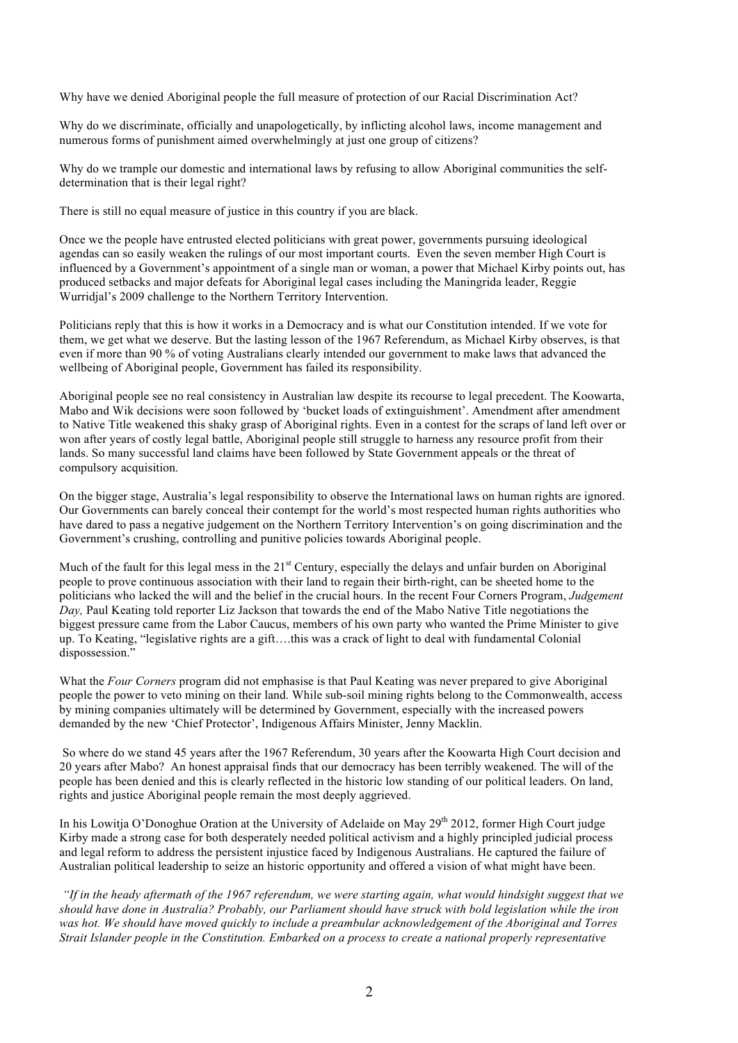Why have we denied Aboriginal people the full measure of protection of our Racial Discrimination Act?

Why do we discriminate, officially and unapologetically, by inflicting alcohol laws, income management and numerous forms of punishment aimed overwhelmingly at just one group of citizens?

Why do we trample our domestic and international laws by refusing to allow Aboriginal communities the self-determination that is their legal right?

There is still no equal measure of justice in this country if you are black.

Once we the people have entrusted elected politicians with great power, governments pursuing ideological agendas can so easily weaken the rulings of our most important courts. Even the seven member High Court is influenced by a Government's appointment of a single man or woman, a power that Michael Kirby points out, has produced setbacks and major defeats for Aboriginal legal cases including the Maningrida leader, Reggie Wurridjal's 2009 challenge to the Northern Territory Intervention.

Politicians reply that this is how it works in a Democracy and is what our Constitution intended. If we vote for them, we get what we deserve. But the lasting lesson of the 1967 Referendum, as Michael Kirby observes, is that even if more than 90 % of voting Australians clearly intended our government to make laws that advanced the wellbeing of Aboriginal people, Government has failed its responsibility.

Aboriginal people see no real consistency in Australian law despite its recourse to legal precedent. The Koowarta, Mabo and Wik decisions were soon followed by 'bucket loads of extinguishment'. Amendment after amendment to Native Title weakened this shaky grasp of Aboriginal rights. Even in a contest for the scraps of land left over or won after years of costly legal battle, Aboriginal people still struggle to harness any resource profit from their lands. So many successful land claims have been followed by State Government appeals or the threat of compulsory acquisition.

On the bigger stage, Australia's legal responsibility to observe the International laws on human rights are ignored. Our Governments can barely conceal their contempt for the world's most respected human rights authorities who have dared to pass a negative judgement on the Northern Territory Intervention's on going discrimination and the Government's crushing, controlling and punitive policies towards Aboriginal people.

Much of the fault for this legal mess in the 21st Century, especially the delays and unfair burden on Aboriginal people to prove continuous association with their land to regain their birth-right, can be sheeted home to the politicians who lacked the will and the belief in the crucial hours. In the recent Four Corners Program, *Judgement Day,* Paul Keating told reporter Liz Jackson that towards the end of the Mabo Native Title negotiations the biggest pressure came from the Labor Caucus, members of his own party who wanted the Prime Minister to give up. To Keating, "legislative rights are a gift….this was a crack of light to deal with fundamental Colonial dispossession."

What the *Four Corners* program did not emphasise is that Paul Keating was never prepared to give Aboriginal people the power to veto mining on their land. While sub-soil mining rights belong to the Commonwealth, access by mining companies ultimately will be determined by Government, especially with the increased powers demanded by the new 'Chief Protector', Indigenous Affairs Minister, Jenny Macklin.

So where do we stand 45 years after the 1967 Referendum, 30 years after the Koowarta High Court decision and 20 years after Mabo? An honest appraisal finds that our democracy has been terribly weakened. The will of the people has been denied and this is clearly reflected in the historic low standing of our political leaders. On land, rights and justice Aboriginal people remain the most deeply aggrieved.

In his Lowitja O'Donoghue Oration at the University of Adelaide on May 29th 2012, former High Court judge Kirby made a strong case for both desperately needed political activism and a highly principled judicial process and legal reform to address the persistent injustice faced by Indigenous Australians. He captured the failure of Australian political leadership to seize an historic opportunity and offered a vision of what might have been.

*"If in the heady aftermath of the 1967 referendum, we were starting again, what would hindsight suggest that we should have done in Australia? Probably, our Parliament should have struck with bold legislation while the iron was hot. We should have moved quickly to include a preambular acknowledgement of the Aboriginal and Torres Strait Islander people in the Constitution. Embarked on a process to create a national properly representative*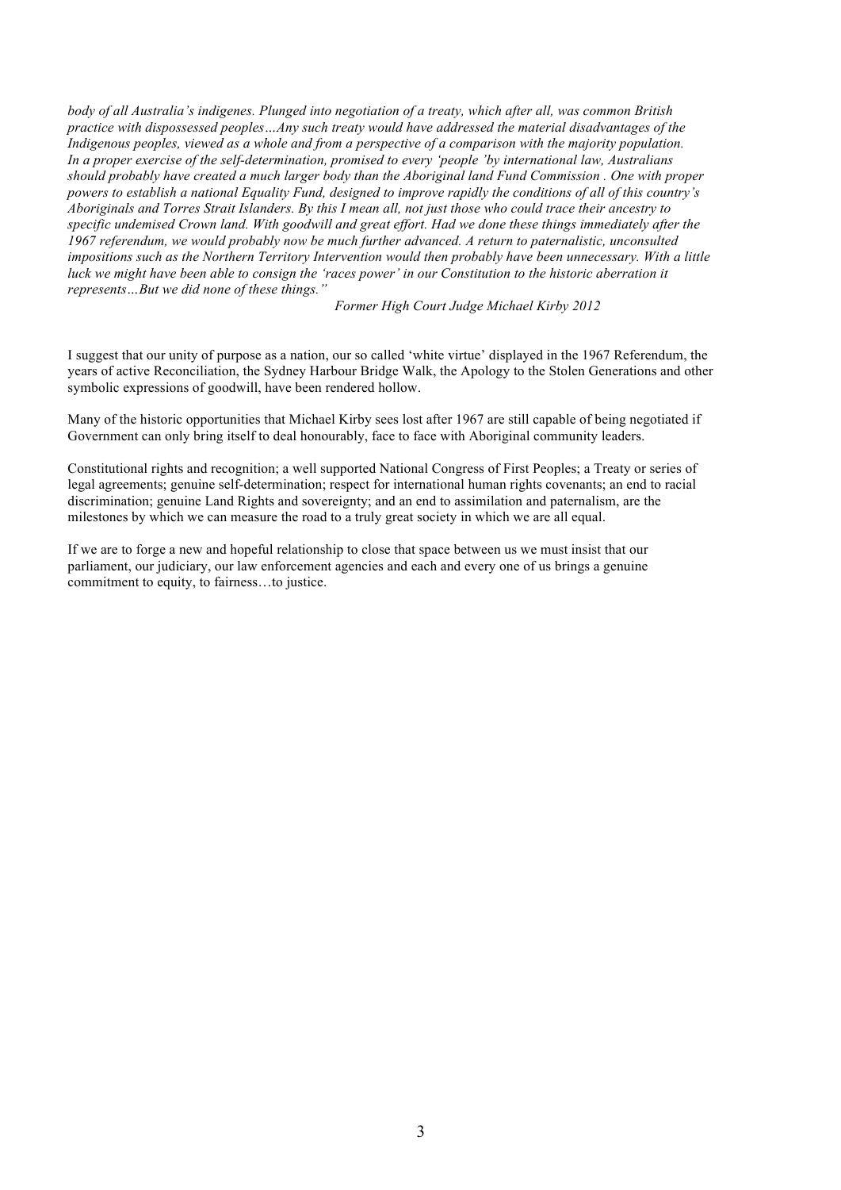*body of all Australia's indigenes. Plunged into negotiation of a treaty, which after all, was common British practice with dispossessed peoples…Any such treaty would have addressed the material disadvantages of the Indigenous peoples, viewed as a whole and from a perspective of a comparison with the majority population. In a proper exercise of the self-determination, promised to every 'people 'by international law, Australians should probably have created a much larger body than the Aboriginal land Fund Commission . One with proper powers to establish a national Equality Fund, designed to improve rapidly the conditions of all of this country's Aboriginals and Torres Strait Islanders. By this I mean all, not just those who could trace their ancestry to specific undemised Crown land. With goodwill and great effort. Had we done these things immediately after the 1967 referendum, we would probably now be much further advanced. A return to paternalistic, unconsulted impositions such as the Northern Territory Intervention would then probably have been unnecessary. With a little luck we might have been able to consign the 'races power' in our Constitution to the historic aberration it represents…But we did none of these things."*

*Former High Court Judge Michael Kirby 2012*

I suggest that our unity of purpose as a nation, our so called 'white virtue' displayed in the 1967 Referendum, the years of active Reconciliation, the Sydney Harbour Bridge Walk, the Apology to the Stolen Generations and other symbolic expressions of goodwill, have been rendered hollow.

Many of the historic opportunities that Michael Kirby sees lost after 1967 are still capable of being negotiated if Government can only bring itself to deal honourably, face to face with Aboriginal community leaders.

Constitutional rights and recognition; a well supported National Congress of First Peoples; a Treaty or series of legal agreements; genuine self-determination; respect for international human rights covenants; an end to racial discrimination; genuine Land Rights and sovereignty; and an end to assimilation and paternalism, are the milestones by which we can measure the road to a truly great society in which we are all equal.

If we are to forge a new and hopeful relationship to close that space between us we must insist that our parliament, our judiciary, our law enforcement agencies and each and every one of us brings a genuine commitment to equity, to fairness…to justice.